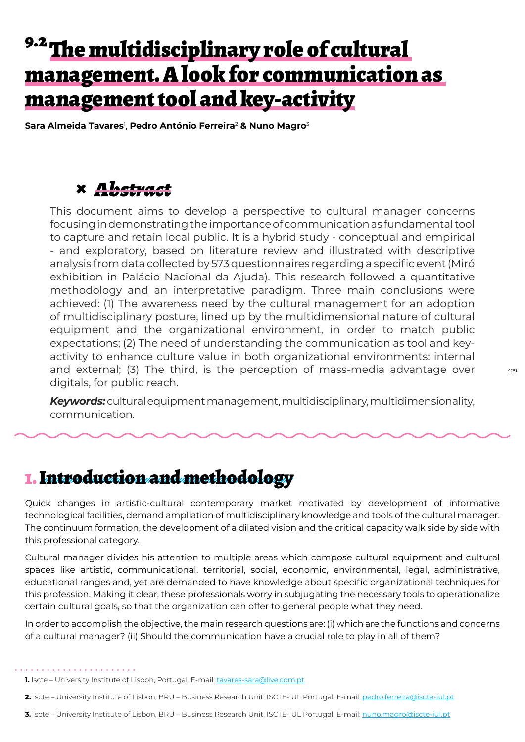# 9.2 The multidisciplinary role of cultural management. A look for communication as management tool and key-activity

**Sara Almeida Tavares**[1], **Pedro António Ferreira**[2] **& Nuno Magro**[3]

## Abstract

This document aims to develop a perspective to cultural manager concerns focusing in demonstrating the importance of communication as fundamental tool to capture and retain local public. It is a hybrid study - conceptual and empirical - and exploratory, based on literature review and illustrated with descriptive analysis from data collected by 573 questionnaires regarding a specific event (Miró exhibition in Palácio Nacional da Ajuda). This research followed a quantitative methodology and an interpretative paradigm. Three main conclusions were achieved: (1) The awareness need by the cultural management for an adoption of multidisciplinary posture, lined up by the multidimensional nature of cultural equipment and the organizational environment, in order to match public expectations; (2) The need of understanding the communication as tool and key-activity to enhance culture value in both organizational environments: internal and external; (3) The third, is the perception of mass-media advantage over digitals, for public reach.

***Keywords:*** cultural equipment management, multidisciplinary, multidimensionality, communication.

## 1. Introduction and methodology

Quick changes in artistic-cultural contemporary market motivated by development of informative technological facilities, demand ampliation of multidisciplinary knowledge and tools of the cultural manager. The continuum formation, the development of a dilated vision and the critical capacity walk side by side with this professional category.

Cultural manager divides his attention to multiple areas which compose cultural equipment and cultural spaces like artistic, communicational, territorial, social, economic, environmental, legal, administrative, educational ranges and, yet are demanded to have knowledge about specific organizational techniques for this profession. Making it clear, these professionals worry in subjugating the necessary tools to operationalize certain cultural goals, so that the organization can offer to general people what they need.

In order to accomplish the objective, the main research questions are: (i) which are the functions and concerns of a cultural manager? (ii) Should the communication have a crucial role to play in all of them?

**1.** Iscte – University Institute of Lisbon, Portugal. E-mail: tavares-sara@live.com.pt

**2.** Iscte – University Institute of Lisbon, BRU – Business Research Unit, ISCTE-IUL Portugal. E-mail: pedro.ferreira@iscte-iul.pt

**3.** Iscte – University Institute of Lisbon, BRU – Business Research Unit, ISCTE-IUL Portugal. E-mail: nuno.magro@iscte-iul.pt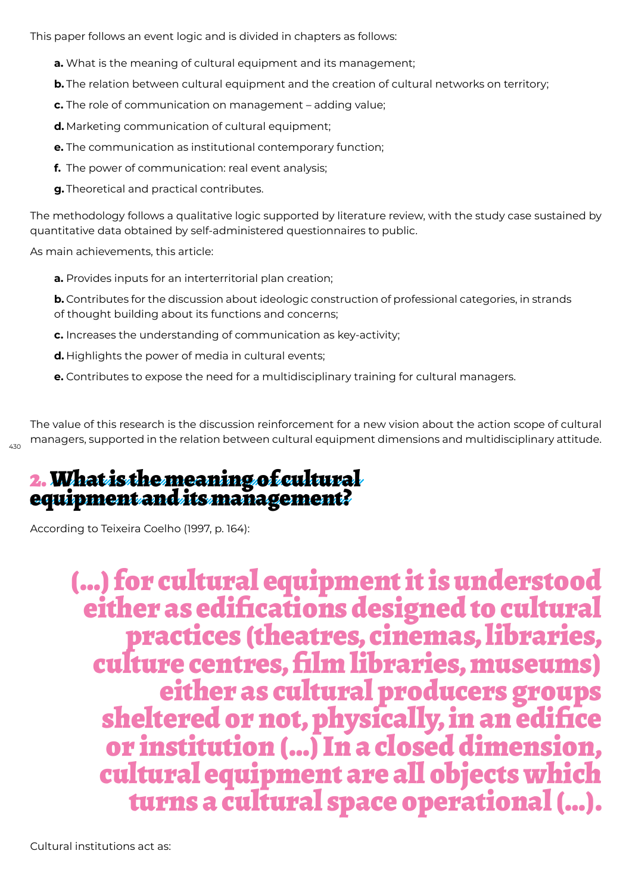This paper follows an event logic and is divided in chapters as follows:

**a.** What is the meaning of cultural equipment and its management;

**b.** The relation between cultural equipment and the creation of cultural networks on territory;

**c.** The role of communication on management – adding value;

**d.** Marketing communication of cultural equipment;

**e.** The communication as institutional contemporary function;

**f.** The power of communication: real event analysis;

**g.** Theoretical and practical contributes.

The methodology follows a qualitative logic supported by literature review, with the study case sustained by quantitative data obtained by self-administered questionnaires to public.

As main achievements, this article:

**a.** Provides inputs for an interterritorial plan creation;

**b.** Contributes for the discussion about ideologic construction of professional categories, in strands of thought building about its functions and concerns;

**c.** Increases the understanding of communication as key-activity;

**d.** Highlights the power of media in cultural events;

**e.** Contributes to expose the need for a multidisciplinary training for cultural managers.

The value of this research is the discussion reinforcement for a new vision about the action scope of cultural managers, supported in the relation between cultural equipment dimensions and multidisciplinary attitude.

## 2. What is the meaning of cultural equipment and its management?

According to Teixeira Coelho (1997, p. 164):

> (...) for cultural equipment it is understood either as edifications designed to cultural practices (theatres, cinemas, libraries, culture centres, film libraries, museums) either as cultural producers groups sheltered or not, physically, in an edifice or institution (...) In a closed dimension, cultural equipment are all objects which turns a cultural space operational (...).

Cultural institutions act as: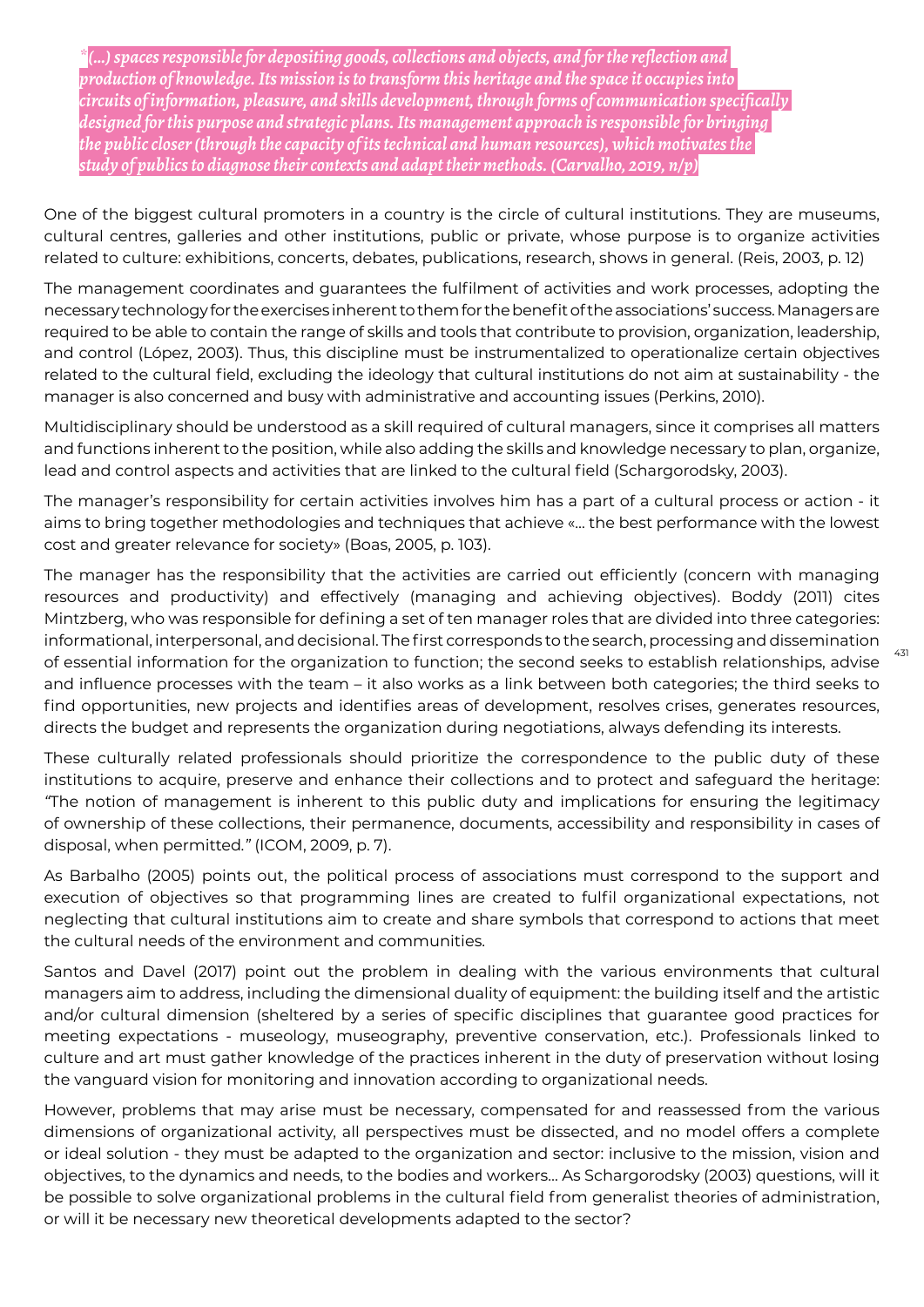*"(...) spaces responsible for depositing goods, collections and objects, and for the reflection and production of knowledge. Its mission is to transform this heritage and the space it occupies into circuits of information, pleasure, and skills development, through forms of communication specifically designed for this purpose and strategic plans. Its management approach is responsible for bringing the public closer (through the capacity of its technical and human resources), which motivates the study of publics to diagnose their contexts and adapt their methods. (Carvalho, 2019, n/p)*

One of the biggest cultural promoters in a country is the circle of cultural institutions. They are museums, cultural centres, galleries and other institutions, public or private, whose purpose is to organize activities related to culture: exhibitions, concerts, debates, publications, research, shows in general. (Reis, 2003, p. 12)

The management coordinates and guarantees the fulfilment of activities and work processes, adopting the necessary technology for the exercises inherent to them for the benefit of the associations' success. Managers are required to be able to contain the range of skills and tools that contribute to provision, organization, leadership, and control (López, 2003). Thus, this discipline must be instrumentalized to operationalize certain objectives related to the cultural field, excluding the ideology that cultural institutions do not aim at sustainability - the manager is also concerned and busy with administrative and accounting issues (Perkins, 2010).

Multidisciplinary should be understood as a skill required of cultural managers, since it comprises all matters and functions inherent to the position, while also adding the skills and knowledge necessary to plan, organize, lead and control aspects and activities that are linked to the cultural field (Schargorodsky, 2003).

The manager's responsibility for certain activities involves him has a part of a cultural process or action - it aims to bring together methodologies and techniques that achieve «... the best performance with the lowest cost and greater relevance for society» (Boas, 2005, p. 103).

The manager has the responsibility that the activities are carried out efficiently (concern with managing resources and productivity) and effectively (managing and achieving objectives). Boddy (2011) cites Mintzberg, who was responsible for defining a set of ten manager roles that are divided into three categories: informational, interpersonal, and decisional. The first corresponds to the search, processing and dissemination of essential information for the organization to function; the second seeks to establish relationships, advise and influence processes with the team – it also works as a link between both categories; the third seeks to find opportunities, new projects and identifies areas of development, resolves crises, generates resources, directs the budget and represents the organization during negotiations, always defending its interests.

These culturally related professionals should prioritize the correspondence to the public duty of these institutions to acquire, preserve and enhance their collections and to protect and safeguard the heritage: *"The notion of management is inherent to this public duty and implications for ensuring the legitimacy of ownership of these collections, their permanence, documents, accessibility and responsibility in cases of disposal, when permitted."* (ICOM, 2009, p. 7).

As Barbalho (2005) points out, the political process of associations must correspond to the support and execution of objectives so that programming lines are created to fulfil organizational expectations, not neglecting that cultural institutions aim to create and share symbols that correspond to actions that meet the cultural needs of the environment and communities.

Santos and Davel (2017) point out the problem in dealing with the various environments that cultural managers aim to address, including the dimensional duality of equipment: the building itself and the artistic and/or cultural dimension (sheltered by a series of specific disciplines that guarantee good practices for meeting expectations - museology, museography, preventive conservation, etc.). Professionals linked to culture and art must gather knowledge of the practices inherent in the duty of preservation without losing the vanguard vision for monitoring and innovation according to organizational needs.

However, problems that may arise must be necessary, compensated for and reassessed from the various dimensions of organizational activity, all perspectives must be dissected, and no model offers a complete or ideal solution - they must be adapted to the organization and sector: inclusive to the mission, vision and objectives, to the dynamics and needs, to the bodies and workers... As Schargorodsky (2003) questions, will it be possible to solve organizational problems in the cultural field from generalist theories of administration, or will it be necessary new theoretical developments adapted to the sector?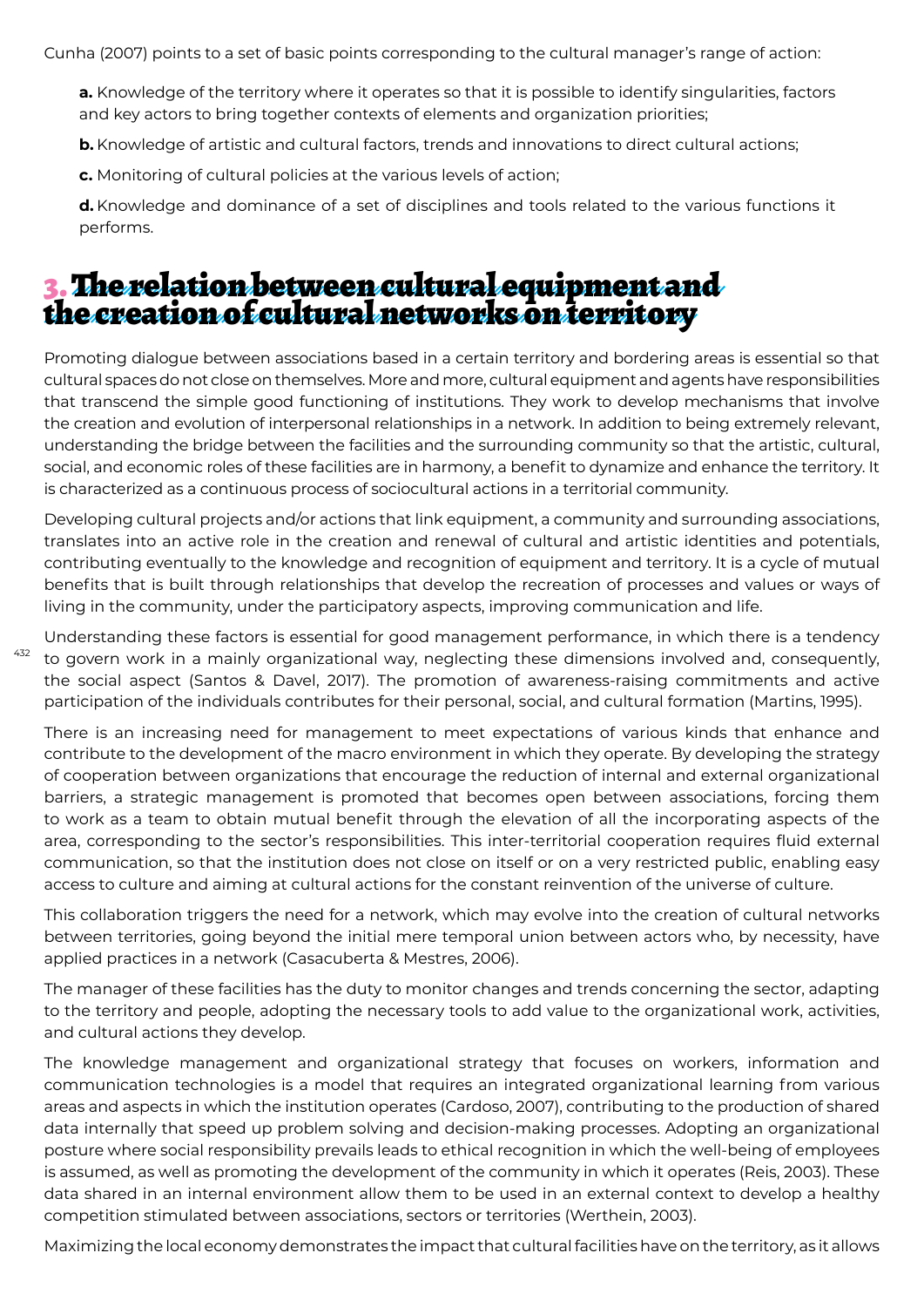Cunha (2007) points to a set of basic points corresponding to the cultural manager's range of action:

**a.** Knowledge of the territory where it operates so that it is possible to identify singularities, factors and key actors to bring together contexts of elements and organization priorities;

**b.** Knowledge of artistic and cultural factors, trends and innovations to direct cultural actions;

**c.** Monitoring of cultural policies at the various levels of action;

**d.** Knowledge and dominance of a set of disciplines and tools related to the various functions it performs.

## 3. The relation between cultural equipment and the creation of cultural networks on territory

Promoting dialogue between associations based in a certain territory and bordering areas is essential so that cultural spaces do not close on themselves. More and more, cultural equipment and agents have responsibilities that transcend the simple good functioning of institutions. They work to develop mechanisms that involve the creation and evolution of interpersonal relationships in a network. In addition to being extremely relevant, understanding the bridge between the facilities and the surrounding community so that the artistic, cultural, social, and economic roles of these facilities are in harmony, a benefit to dynamize and enhance the territory. It is characterized as a continuous process of sociocultural actions in a territorial community.

Developing cultural projects and/or actions that link equipment, a community and surrounding associations, translates into an active role in the creation and renewal of cultural and artistic identities and potentials, contributing eventually to the knowledge and recognition of equipment and territory. It is a cycle of mutual benefits that is built through relationships that develop the recreation of processes and values or ways of living in the community, under the participatory aspects, improving communication and life.

Understanding these factors is essential for good management performance, in which there is a tendency to govern work in a mainly organizational way, neglecting these dimensions involved and, consequently, the social aspect (Santos & Davel, 2017). The promotion of awareness-raising commitments and active participation of the individuals contributes for their personal, social, and cultural formation (Martins, 1995).

There is an increasing need for management to meet expectations of various kinds that enhance and contribute to the development of the macro environment in which they operate. By developing the strategy of cooperation between organizations that encourage the reduction of internal and external organizational barriers, a strategic management is promoted that becomes open between associations, forcing them to work as a team to obtain mutual benefit through the elevation of all the incorporating aspects of the area, corresponding to the sector's responsibilities. This inter-territorial cooperation requires fluid external communication, so that the institution does not close on itself or on a very restricted public, enabling easy access to culture and aiming at cultural actions for the constant reinvention of the universe of culture.

This collaboration triggers the need for a network, which may evolve into the creation of cultural networks between territories, going beyond the initial mere temporal union between actors who, by necessity, have applied practices in a network (Casacuberta & Mestres, 2006).

The manager of these facilities has the duty to monitor changes and trends concerning the sector, adapting to the territory and people, adopting the necessary tools to add value to the organizational work, activities, and cultural actions they develop.

The knowledge management and organizational strategy that focuses on workers, information and communication technologies is a model that requires an integrated organizational learning from various areas and aspects in which the institution operates (Cardoso, 2007), contributing to the production of shared data internally that speed up problem solving and decision-making processes. Adopting an organizational posture where social responsibility prevails leads to ethical recognition in which the well-being of employees is assumed, as well as promoting the development of the community in which it operates (Reis, 2003). These data shared in an internal environment allow them to be used in an external context to develop a healthy competition stimulated between associations, sectors or territories (Werthein, 2003).

Maximizing the local economy demonstrates the impact that cultural facilities have on the territory, as it allows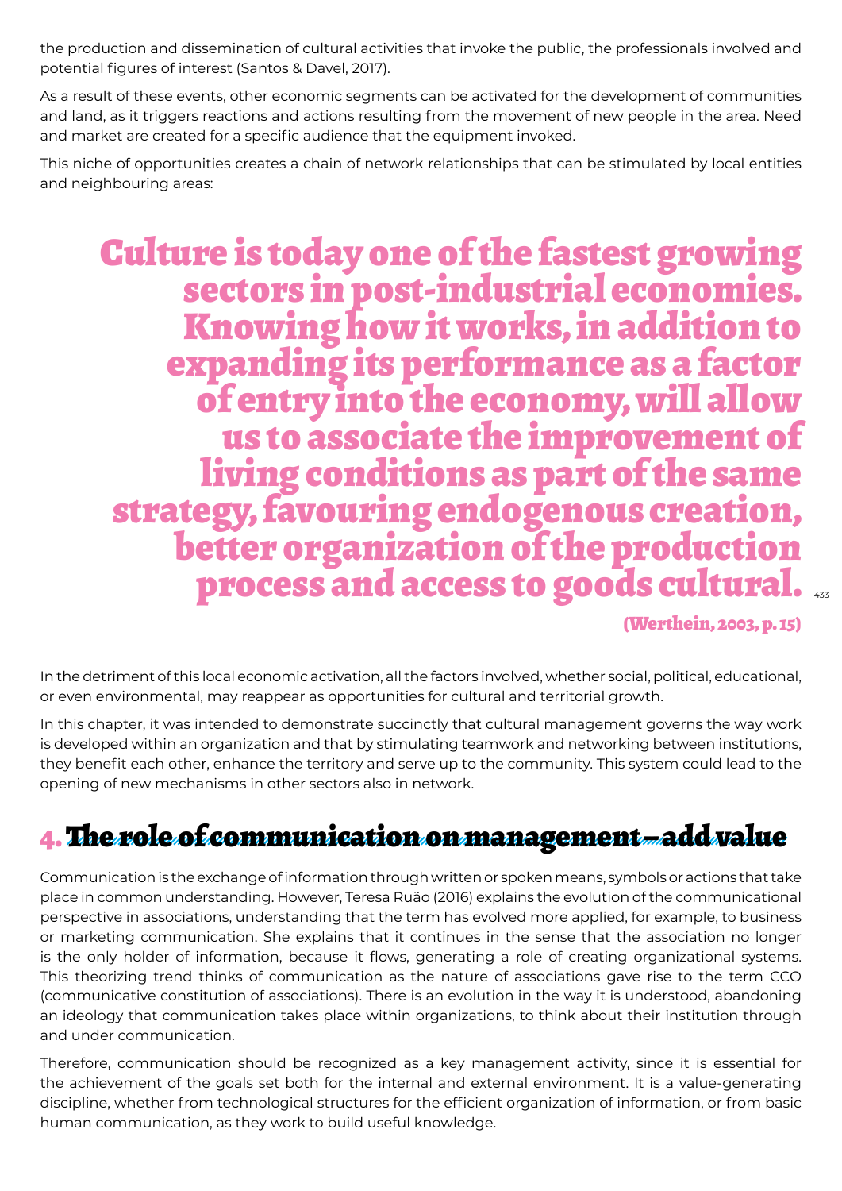the production and dissemination of cultural activities that invoke the public, the professionals involved and potential figures of interest (Santos & Davel, 2017).

As a result of these events, other economic segments can be activated for the development of communities and land, as it triggers reactions and actions resulting from the movement of new people in the area. Need and market are created for a specific audience that the equipment invoked.

This niche of opportunities creates a chain of network relationships that can be stimulated by local entities and neighbouring areas:

> **Culture is today one of the fastest growing sectors in post-industrial economies. Knowing how it works, in addition to expanding its performance as a factor of entry into the economy, will allow us to associate the improvement of living conditions as part of the same strategy, favouring endogenous creation, better organization of the production process and access to goods cultural.**
>
> **(Werthein, 2003, p. 15)**

In the detriment of this local economic activation, all the factors involved, whether social, political, educational, or even environmental, may reappear as opportunities for cultural and territorial growth.

In this chapter, it was intended to demonstrate succinctly that cultural management governs the way work is developed within an organization and that by stimulating teamwork and networking between institutions, they benefit each other, enhance the territory and serve up to the community. This system could lead to the opening of new mechanisms in other sectors also in network.

## 4. The role of communication on management – add value

Communication is the exchange of information through written or spoken means, symbols or actions that take place in common understanding. However, Teresa Ruão (2016) explains the evolution of the communicational perspective in associations, understanding that the term has evolved more applied, for example, to business or marketing communication. She explains that it continues in the sense that the association no longer is the only holder of information, because it flows, generating a role of creating organizational systems. This theorizing trend thinks of communication as the nature of associations gave rise to the term CCO (communicative constitution of associations). There is an evolution in the way it is understood, abandoning an ideology that communication takes place within organizations, to think about their institution through and under communication.

Therefore, communication should be recognized as a key management activity, since it is essential for the achievement of the goals set both for the internal and external environment. It is a value-generating discipline, whether from technological structures for the efficient organization of information, or from basic human communication, as they work to build useful knowledge.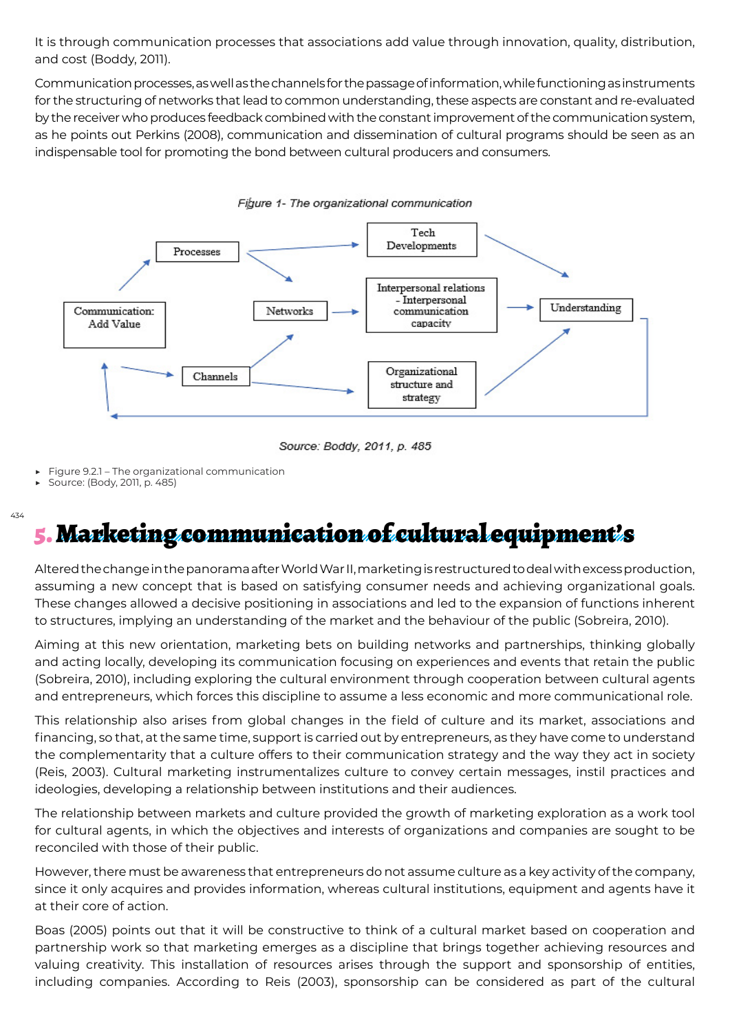It is through communication processes that associations add value through innovation, quality, distribution, and cost (Boddy, 2011).

Communication processes, as well as the channels for the passage of information, while functioning as instruments for the structuring of networks that lead to common understanding, these aspects are constant and re-evaluated by the receiver who produces feedback combined with the constant improvement of the communication system, as he points out Perkins (2008), communication and dissemination of cultural programs should be seen as an indispensable tool for promoting the bond between cultural producers and consumers.

*Figure 1- The organizational communication*

Communication: Add Value → Processes → Tech Developments → Understanding

Processes → Networks → Interpersonal relations - Interpersonal communication capacity → Understanding

Communication: Add Value → Channels → Networks

Channels → Organizational structure and strategy → Understanding

Understanding → (feedback) → Communication: Add Value

*Source: Boddy, 2011, p. 485*

- Figure 9.2.1 – The organizational communication
- Source: (Body, 2011, p. 485)

# 5. Marketing communication of cultural equipment's

Altered the change in the panorama after World War II, marketing is restructured to deal with excess production, assuming a new concept that is based on satisfying consumer needs and achieving organizational goals. These changes allowed a decisive positioning in associations and led to the expansion of functions inherent to structures, implying an understanding of the market and the behaviour of the public (Sobreira, 2010).

Aiming at this new orientation, marketing bets on building networks and partnerships, thinking globally and acting locally, developing its communication focusing on experiences and events that retain the public (Sobreira, 2010), including exploring the cultural environment through cooperation between cultural agents and entrepreneurs, which forces this discipline to assume a less economic and more communicational role.

This relationship also arises from global changes in the field of culture and its market, associations and financing, so that, at the same time, support is carried out by entrepreneurs, as they have come to understand the complementarity that a culture offers to their communication strategy and the way they act in society (Reis, 2003). Cultural marketing instrumentalizes culture to convey certain messages, instil practices and ideologies, developing a relationship between institutions and their audiences.

The relationship between markets and culture provided the growth of marketing exploration as a work tool for cultural agents, in which the objectives and interests of organizations and companies are sought to be reconciled with those of their public.

However, there must be awareness that entrepreneurs do not assume culture as a key activity of the company, since it only acquires and provides information, whereas cultural institutions, equipment and agents have it at their core of action.

Boas (2005) points out that it will be constructive to think of a cultural market based on cooperation and partnership work so that marketing emerges as a discipline that brings together achieving resources and valuing creativity. This installation of resources arises through the support and sponsorship of entities, including companies. According to Reis (2003), sponsorship can be considered as part of the cultural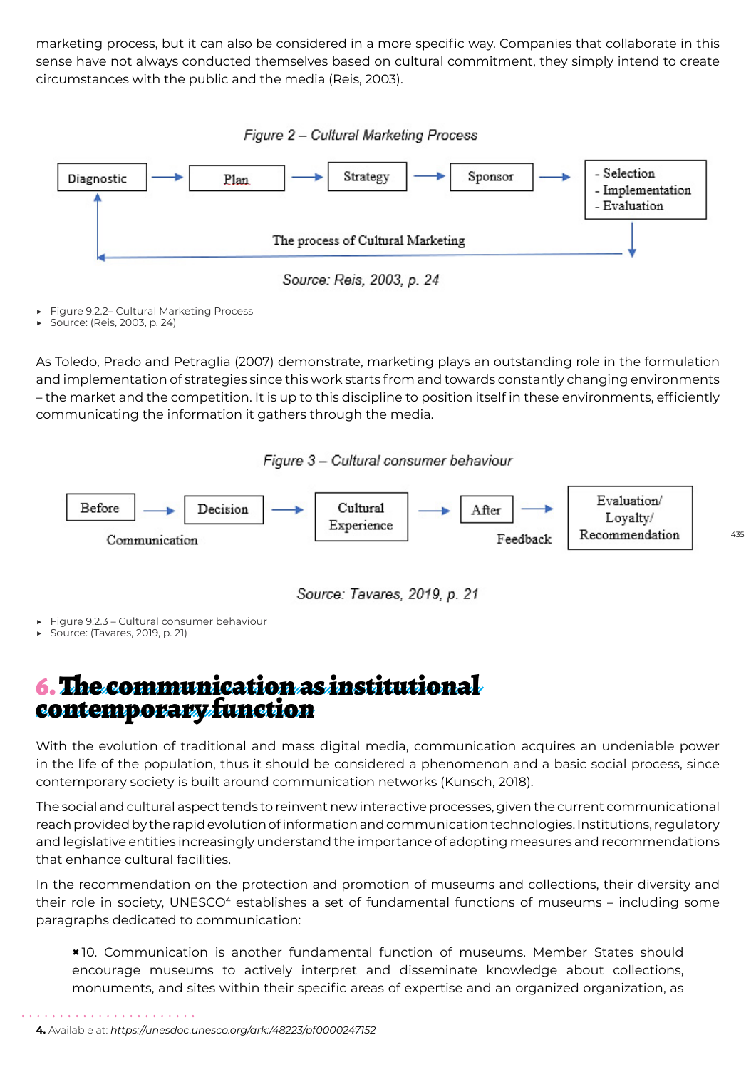marketing process, but it can also be considered in a more specific way. Companies that collaborate in this sense have not always conducted themselves based on cultural commitment, they simply intend to create circumstances with the public and the media (Reis, 2003).

*Figure 2 – Cultural Marketing Process*

Diagnostic → Plan → Strategy → Sponsor → - Selection - Implementation - Evaluation

The process of Cultural Marketing

*Source: Reis, 2003, p. 24*

- Figure 9.2.2– Cultural Marketing Process
- Source: (Reis, 2003, p. 24)

As Toledo, Prado and Petraglia (2007) demonstrate, marketing plays an outstanding role in the formulation and implementation of strategies since this work starts from and towards constantly changing environments – the market and the competition. It is up to this discipline to position itself in these environments, efficiently communicating the information it gathers through the media.

*Figure 3 – Cultural consumer behaviour*

Before → Decision → Cultural Experience → After → Evaluation/ Loyalty/ Recommendation

Communication — Feedback

*Source: Tavares, 2019, p. 21*

- Figure 9.2.3 – Cultural consumer behaviour
- Source: (Tavares, 2019, p. 21)

# 6. The communication as institutional contemporary function

With the evolution of traditional and mass digital media, communication acquires an undeniable power in the life of the population, thus it should be considered a phenomenon and a basic social process, since contemporary society is built around communication networks (Kunsch, 2018).

The social and cultural aspect tends to reinvent new interactive processes, given the current communicational reach provided by the rapid evolution of information and communication technologies. Institutions, regulatory and legislative entities increasingly understand the importance of adopting measures and recommendations that enhance cultural facilities.

In the recommendation on the protection and promotion of museums and collections, their diversity and their role in society, UNESCO[4] establishes a set of fundamental functions of museums – including some paragraphs dedicated to communication:

> 10. Communication is another fundamental function of museums. Member States should encourage museums to actively interpret and disseminate knowledge about collections, monuments, and sites within their specific areas of expertise and an organized organization, as

4. Available at: *https://unesdoc.unesco.org/ark:/48223/pf0000247152*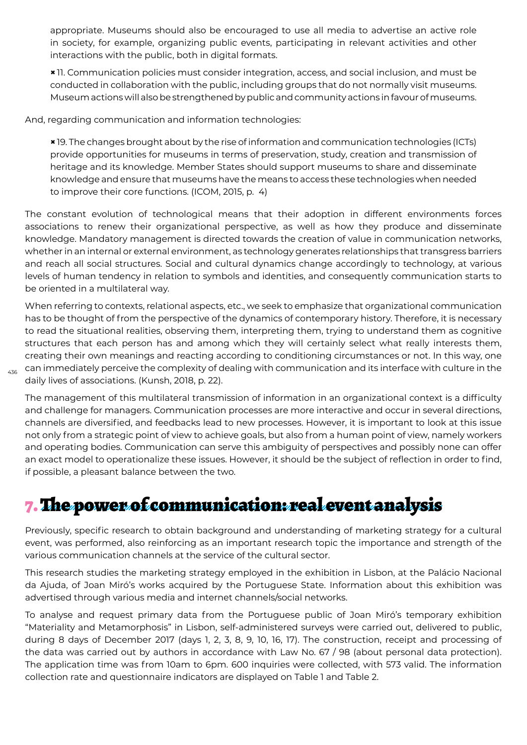appropriate. Museums should also be encouraged to use all media to advertise an active role in society, for example, organizing public events, participating in relevant activities and other interactions with the public, both in digital formats.

✖ 11. Communication policies must consider integration, access, and social inclusion, and must be conducted in collaboration with the public, including groups that do not normally visit museums. Museum actions will also be strengthened by public and community actions in favour of museums.

And, regarding communication and information technologies:

✖ 19. The changes brought about by the rise of information and communication technologies (ICTs) provide opportunities for museums in terms of preservation, study, creation and transmission of heritage and its knowledge. Member States should support museums to share and disseminate knowledge and ensure that museums have the means to access these technologies when needed to improve their core functions. (ICOM, 2015, p. 4)

The constant evolution of technological means that their adoption in different environments forces associations to renew their organizational perspective, as well as how they produce and disseminate knowledge. Mandatory management is directed towards the creation of value in communication networks, whether in an internal or external environment, as technology generates relationships that transgress barriers and reach all social structures. Social and cultural dynamics change accordingly to technology, at various levels of human tendency in relation to symbols and identities, and consequently communication starts to be oriented in a multilateral way.

When referring to contexts, relational aspects, etc., we seek to emphasize that organizational communication has to be thought of from the perspective of the dynamics of contemporary history. Therefore, it is necessary to read the situational realities, observing them, interpreting them, trying to understand them as cognitive structures that each person has and among which they will certainly select what really interests them, creating their own meanings and reacting according to conditioning circumstances or not. In this way, one can immediately perceive the complexity of dealing with communication and its interface with culture in the daily lives of associations. (Kunsh, 2018, p. 22).

The management of this multilateral transmission of information in an organizational context is a difficulty and challenge for managers. Communication processes are more interactive and occur in several directions, channels are diversified, and feedbacks lead to new processes. However, it is important to look at this issue not only from a strategic point of view to achieve goals, but also from a human point of view, namely workers and operating bodies. Communication can serve this ambiguity of perspectives and possibly none can offer an exact model to operationalize these issues. However, it should be the subject of reflection in order to find, if possible, a pleasant balance between the two.

## 7. The power of communication: real event analysis

Previously, specific research to obtain background and understanding of marketing strategy for a cultural event, was performed, also reinforcing as an important research topic the importance and strength of the various communication channels at the service of the cultural sector.

This research studies the marketing strategy employed in the exhibition in Lisbon, at the Palácio Nacional da Ajuda, of Joan Miró's works acquired by the Portuguese State. Information about this exhibition was advertised through various media and internet channels/social networks.

To analyse and request primary data from the Portuguese public of Joan Miró's temporary exhibition "Materiality and Metamorphosis" in Lisbon, self-administered surveys were carried out, delivered to public, during 8 days of December 2017 (days 1, 2, 3, 8, 9, 10, 16, 17). The construction, receipt and processing of the data was carried out by authors in accordance with Law No. 67 / 98 (about personal data protection). The application time was from 10am to 6pm. 600 inquiries were collected, with 573 valid. The information collection rate and questionnaire indicators are displayed on Table 1 and Table 2.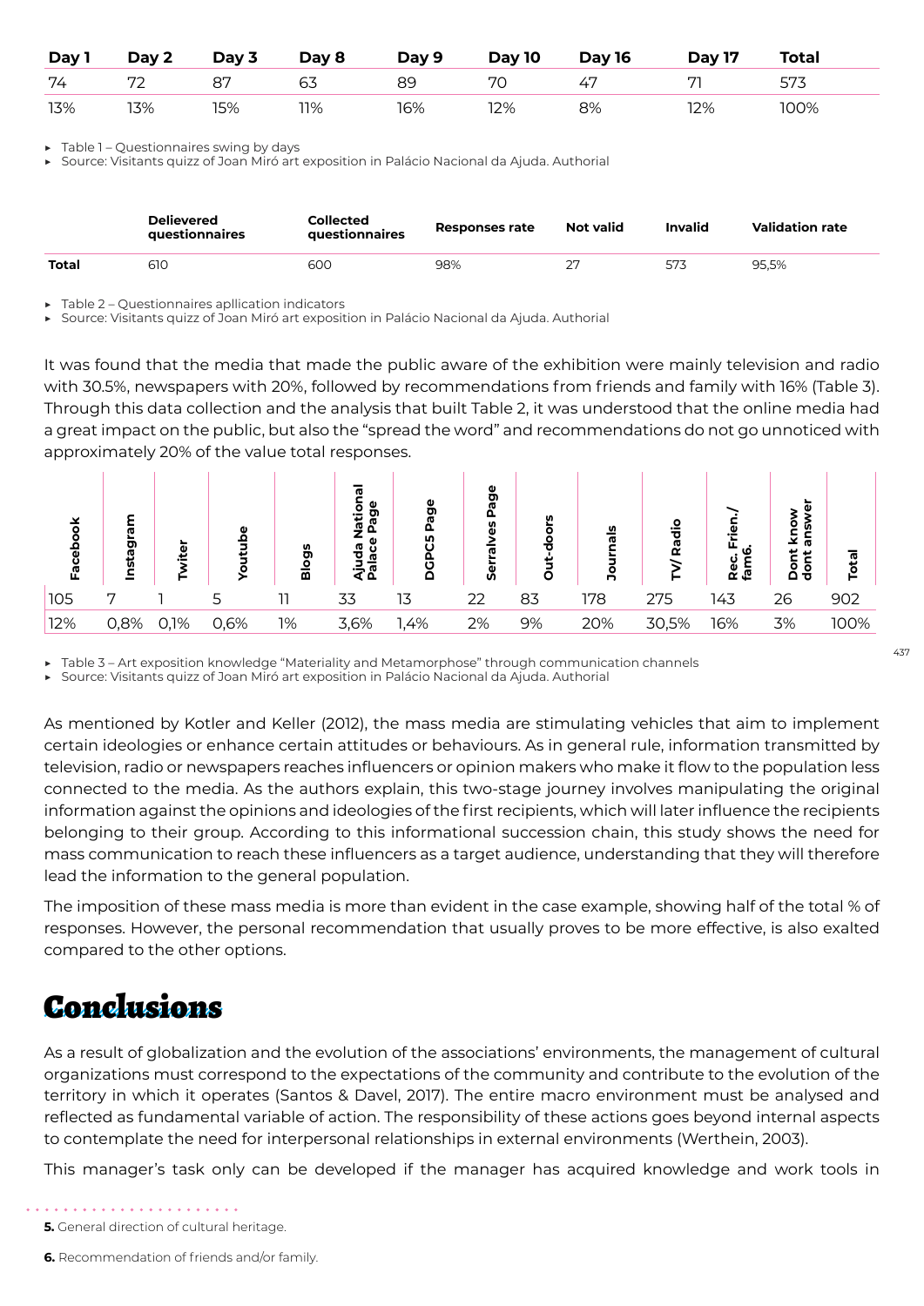| Day 1 | Day 2 | Day 3 | Day 8 | Day 9 | Day 10 | Day 16 | Day 17 | Total |
|---|---|---|---|---|---|---|---|---|
| 74 | 72 | 87 | 63 | 89 | 70 | 47 | 71 | 573 |
| 13% | 13% | 15% | 11% | 16% | 12% | 8% | 12% | 100% |

- Table 1 – Questionnaires swing by days
- Source: Visitants quizz of Joan Miró art exposition in Palácio Nacional da Ajuda. Authorial

| | Delievered questionnaires | Collected questionnaires | Responses rate | Not valid | Invalid | Validation rate |
|---|---|---|---|---|---|---|
| **Total** | 610 | 600 | 98% | 27 | 573 | 95,5% |

- Table 2 – Questionnaires apllication indicators
- Source: Visitants quizz of Joan Miró art exposition in Palácio Nacional da Ajuda. Authorial

It was found that the media that made the public aware of the exhibition were mainly television and radio with 30.5%, newspapers with 20%, followed by recommendations from friends and family with 16% (Table 3). Through this data collection and the analysis that built Table 2, it was understood that the online media had a great impact on the public, but also the "spread the word" and recommendations do not go unnoticed with approximately 20% of the value total responses.

| Facebook | Instagram | Twiter | Youtube | Blogs | Ajuda National Palace Page | DGPC5 Page | Serralves Page | Out-doors | Journals | TV/ Radio | Rec. Frien./ fam6. | Dont know dont answer | Total |
|---|---|---|---|---|---|---|---|---|---|---|---|---|---|
| 105 | 7 | 1 | 5 | 11 | 33 | 13 | 22 | 83 | 178 | 275 | 143 | 26 | 902 |
| 12% | 0,8% | 0,1% | 0,6% | 1% | 3,6% | 1,4% | 2% | 9% | 20% | 30,5% | 16% | 3% | 100% |

- Table 3 – Art exposition knowledge "Materiality and Metamorphose" through communication channels
- Source: Visitants quizz of Joan Miró art exposition in Palácio Nacional da Ajuda. Authorial

As mentioned by Kotler and Keller (2012), the mass media are stimulating vehicles that aim to implement certain ideologies or enhance certain attitudes or behaviours. As in general rule, information transmitted by television, radio or newspapers reaches influencers or opinion makers who make it flow to the population less connected to the media. As the authors explain, this two-stage journey involves manipulating the original information against the opinions and ideologies of the first recipients, which will later influence the recipients belonging to their group. According to this informational succession chain, this study shows the need for mass communication to reach these influencers as a target audience, understanding that they will therefore lead the information to the general population.

The imposition of these mass media is more than evident in the case example, showing half of the total % of responses. However, the personal recommendation that usually proves to be more effective, is also exalted compared to the other options.

# Conclusions

As a result of globalization and the evolution of the associations' environments, the management of cultural organizations must correspond to the expectations of the community and contribute to the evolution of the territory in which it operates (Santos & Davel, 2017). The entire macro environment must be analysed and reflected as fundamental variable of action. The responsibility of these actions goes beyond internal aspects to contemplate the need for interpersonal relationships in external environments (Werthein, 2003).

This manager's task only can be developed if the manager has acquired knowledge and work tools in

**5.** General direction of cultural heritage.

**6.** Recommendation of friends and/or family.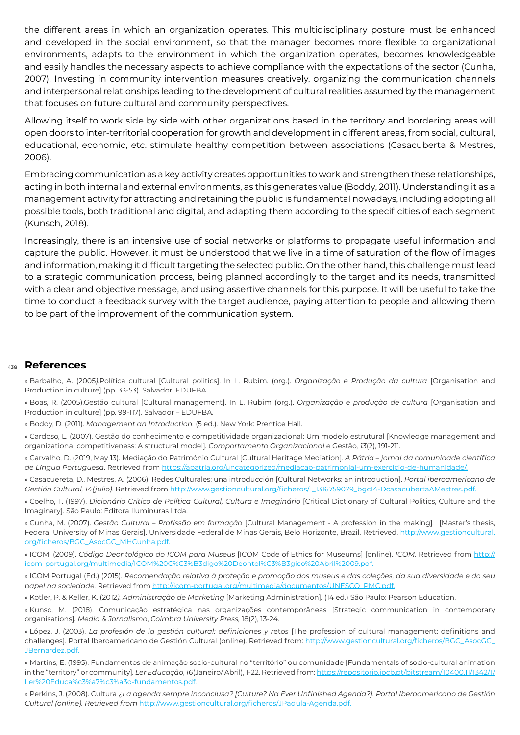the different areas in which an organization operates. This multidisciplinary posture must be enhanced and developed in the social environment, so that the manager becomes more flexible to organizational environments, adapts to the environment in which the organization operates, becomes knowledgeable and easily handles the necessary aspects to achieve compliance with the expectations of the sector (Cunha, 2007). Investing in community intervention measures creatively, organizing the communication channels and interpersonal relationships leading to the development of cultural realities assumed by the management that focuses on future cultural and community perspectives.

Allowing itself to work side by side with other organizations based in the territory and bordering areas will open doors to inter-territorial cooperation for growth and development in different areas, from social, cultural, educational, economic, etc. stimulate healthy competition between associations (Casacuberta & Mestres, 2006).

Embracing communication as a key activity creates opportunities to work and strengthen these relationships, acting in both internal and external environments, as this generates value (Boddy, 2011). Understanding it as a management activity for attracting and retaining the public is fundamental nowadays, including adopting all possible tools, both traditional and digital, and adapting them according to the specificities of each segment (Kunsch, 2018).

Increasingly, there is an intensive use of social networks or platforms to propagate useful information and capture the public. However, it must be understood that we live in a time of saturation of the flow of images and information, making it difficult targeting the selected public. On the other hand, this challenge must lead to a strategic communication process, being planned accordingly to the target and its needs, transmitted with a clear and objective message, and using assertive channels for this purpose. It will be useful to take the time to conduct a feedback survey with the target audience, paying attention to people and allowing them to be part of the improvement of the communication system.

## References

» Barbalho, A. (2005*).*Política cultural [Cultural politics]. In L. Rubim. (org.). *Organização e Produção da cultura* [Organisation and Production in culture] (pp. 33-53). Salvador: EDUFBA.

» Boas, R. (2005).Gestão cultural [Cultural management]. In L. Rubim (org.). *Organização e produção de cultura* [Organisation and Production in culture] (pp. 99-117). Salvador – EDUFBA.

» Boddy, D. (2011). *Management an Introduction.* (5 ed.). New York: Prentice Hall.

» Cardoso, L. (2007). Gestão do conhecimento e competitividade organizacional: Um modelo estrutural [Knowledge management and organizational competitiveness: A structural model]. *Comportamento Organizacional e* Gestão, *13*(2), 191-211.

» Carvalho, D. (2019, May 13). Mediação do Património Cultural [Cultural Heritage Mediation]. *A Pátria – jornal da comunidade científica de Língua Portuguesa*. Retrieved from https://apatria.org/uncategorized/mediacao-patrimonial-um-exercicio-de-humanidade/.

» Casacuereta, D., Mestres, A. (2006). Redes Culturales: una introducción [Cultural Networks: an introduction]. *Portal iberoamericano de Gestión Cultural, 14(julio)*. Retrieved from http://www.gestioncultural.org/ficheros/1_1316759079_bgc14-DcasacubertaAMestres.pdf.

» Coelho, T. (1997). *Dicionário Crítico de Política Cultural, Cultura e Imaginário* [Critical Dictionary of Cultural Politics, Culture and the Imaginary]. São Paulo: Editora Iluminuras Ltda.

» Cunha, M. (2007). *Gestão Cultural – Profissão em formação* [Cultural Management - A profession in the making]. [Master's thesis, Federal University of Minas Gerais]. Universidade Federal de Minas Gerais, Belo Horizonte, Brazil. Retrieved. http://www.gestioncultural.org/ficheros/BGC_AsocGC_MHCunha.pdf.

» ICOM. (2009). *Código Deontológico do ICOM para Museus* [ICOM Code of Ethics for Museums] [online]. *ICOM*. Retrieved from http://icom-portugal.org/multimedia/ICOM%20C%C3%B3digo%20Deontol%C3%B3gico%20Abril%2009.pdf.

» ICOM Portugal (Ed.) (2015). *Recomendação relativa à proteção e promoção dos museus e das coleções, da sua diversidade e do seu papel na sociedade.* Retrieved from http://icom-portugal.org/multimedia/documentos/UNESCO_PMC.pdf.

» Kotler, P. & Keller, K. (2012*). Administração de Marketing* [Marketing Administration]. (14 ed.) São Paulo: Pearson Education.

» Kunsc, M. (2018). Comunicação estratégica nas organizações contemporâneas [Strategic communication in contemporary organisations]. *Media & Jornalismo, Coimbra University Press,* 18(2), 13-24.

» López, J. (2003). *La profesión de la gestión cultural: definiciones y retos* [The profession of cultural management: definitions and challenges]. Portal Iberoamericano de Gestión Cultural (online). Retrieved from: http://www.gestioncultural.org/ficheros/BGC_AsocGC_JBernardez.pdf.

» Martins, E. (1995). Fundamentos de animação socio-cultural no "território" ou comunidade [Fundamentals of socio-cultural animation in the "territory" or community]. *Ler Educação*, *16*(Janeiro/ Abril), 1-22. Retrieved from: https://repositorio.ipcb.pt/bitstream/10400.11/1342/1/Ler%20Educa%c3%a7%c3%a3o-fundamentos.pdf.

» Perkins, J. (2008). Cultura *¿La agenda sempre inconclusa? [Culture? Na Ever Unfinished Agenda?]. Portal Iberoamericano de Gestión Cultural (online). Retrieved from* http://www.gestioncultural.org/ficheros/JPadula-Agenda.pdf.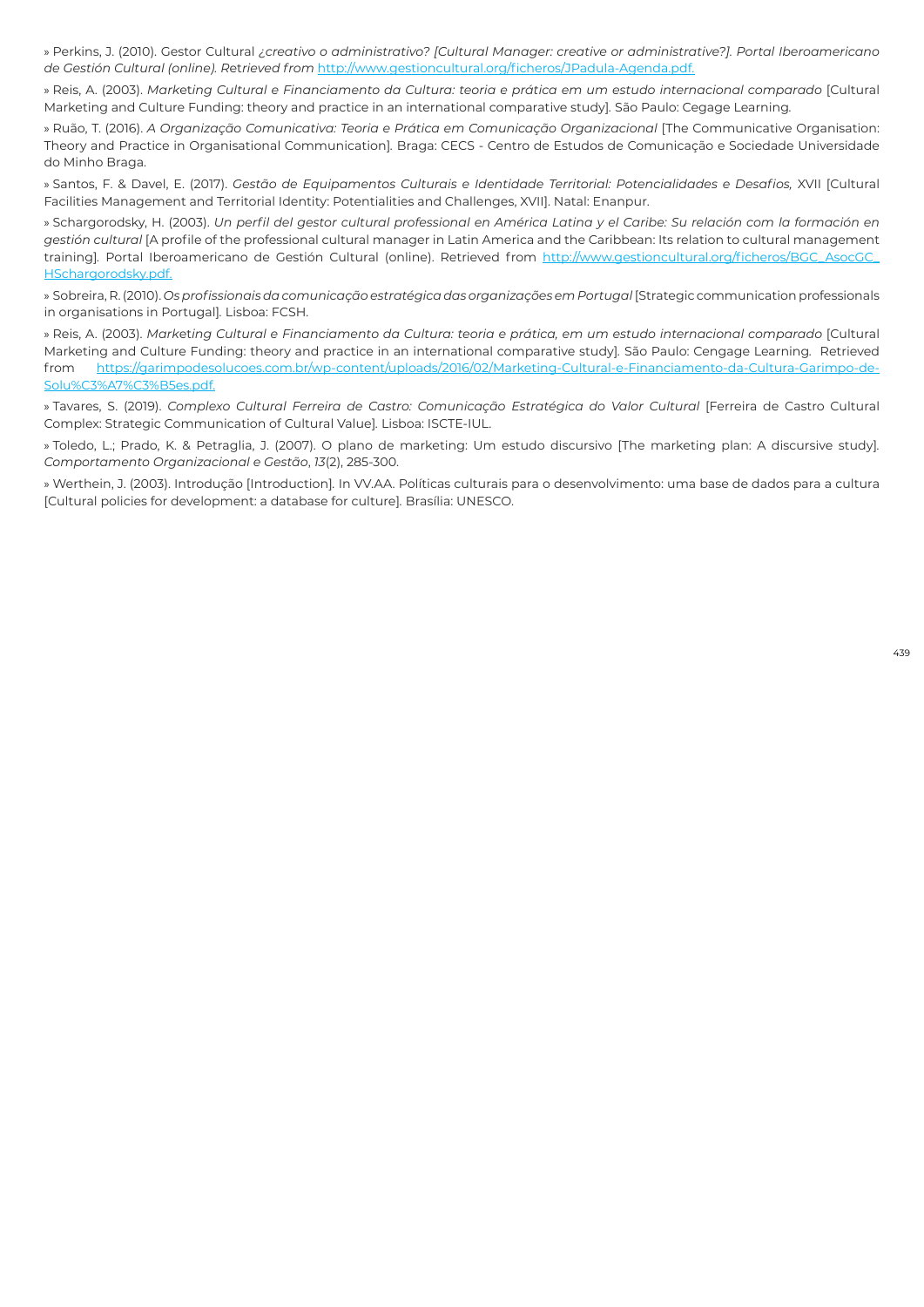» Perkins, J. (2010). Gestor Cultural *¿creativo o administrativo? [Cultural Manager: creative or administrative?]. Portal Iberoamericano de Gestión Cultural (online). Retrieved from* http://www.gestioncultural.org/ficheros/JPadula-Agenda.pdf.

» Reis, A. (2003). *Marketing Cultural e Financiamento da Cultura: teoria e prática em um estudo internacional comparado* [Cultural Marketing and Culture Funding: theory and practice in an international comparative study]. São Paulo: Cegage Learning.

» Ruão, T. (2016). *A Organização Comunicativa: Teoria e Prática em Comunicação Organizacional* [The Communicative Organisation: Theory and Practice in Organisational Communication]. Braga: CECS - Centro de Estudos de Comunicação e Sociedade Universidade do Minho Braga.

» Santos, F. & Davel, E. (2017). *Gestão de Equipamentos Culturais e Identidade Territorial: Potencialidades e Desafios,* XVII [Cultural Facilities Management and Territorial Identity: Potentialities and Challenges, XVII]. Natal: Enanpur.

» Schargorodsky, H. (2003). *Un perfil del gestor cultural professional en América Latina y el Caribe: Su relación com la formación en gestión cultural* [A profile of the professional cultural manager in Latin America and the Caribbean: Its relation to cultural management training]. Portal Iberoamericano de Gestión Cultural (online). Retrieved from http://www.gestioncultural.org/ficheros/BGC_AsocGC_HSchargorodsky.pdf.

» Sobreira, R. (2010). *Os profissionais da comunicação estratégica das organizações em Portugal* [Strategic communication professionals in organisations in Portugal]. Lisboa: FCSH.

» Reis, A. (2003). *Marketing Cultural e Financiamento da Cultura: teoria e prática, em um estudo internacional comparado* [Cultural Marketing and Culture Funding: theory and practice in an international comparative study]. São Paulo: Cengage Learning. Retrieved from https://garimpodesolucoes.com.br/wp-content/uploads/2016/02/Marketing-Cultural-e-Financiamento-da-Cultura-Garimpo-de-Solu%C3%A7%C3%B5es.pdf.

» Tavares, S. (2019). *Complexo Cultural Ferreira de Castro: Comunicação Estratégica do Valor Cultural* [Ferreira de Castro Cultural Complex: Strategic Communication of Cultural Value]. Lisboa: ISCTE-IUL.

» Toledo, L.; Prado, K. & Petraglia, J. (2007). O plano de marketing: Um estudo discursivo [The marketing plan: A discursive study]. *Comportamento Organizacional e Gestão*, *13*(2), 285-300.

» Werthein, J. (2003). Introdução [Introduction]. In VV.AA. Políticas culturais para o desenvolvimento: uma base de dados para a cultura [Cultural policies for development: a database for culture]. Brasília: UNESCO.